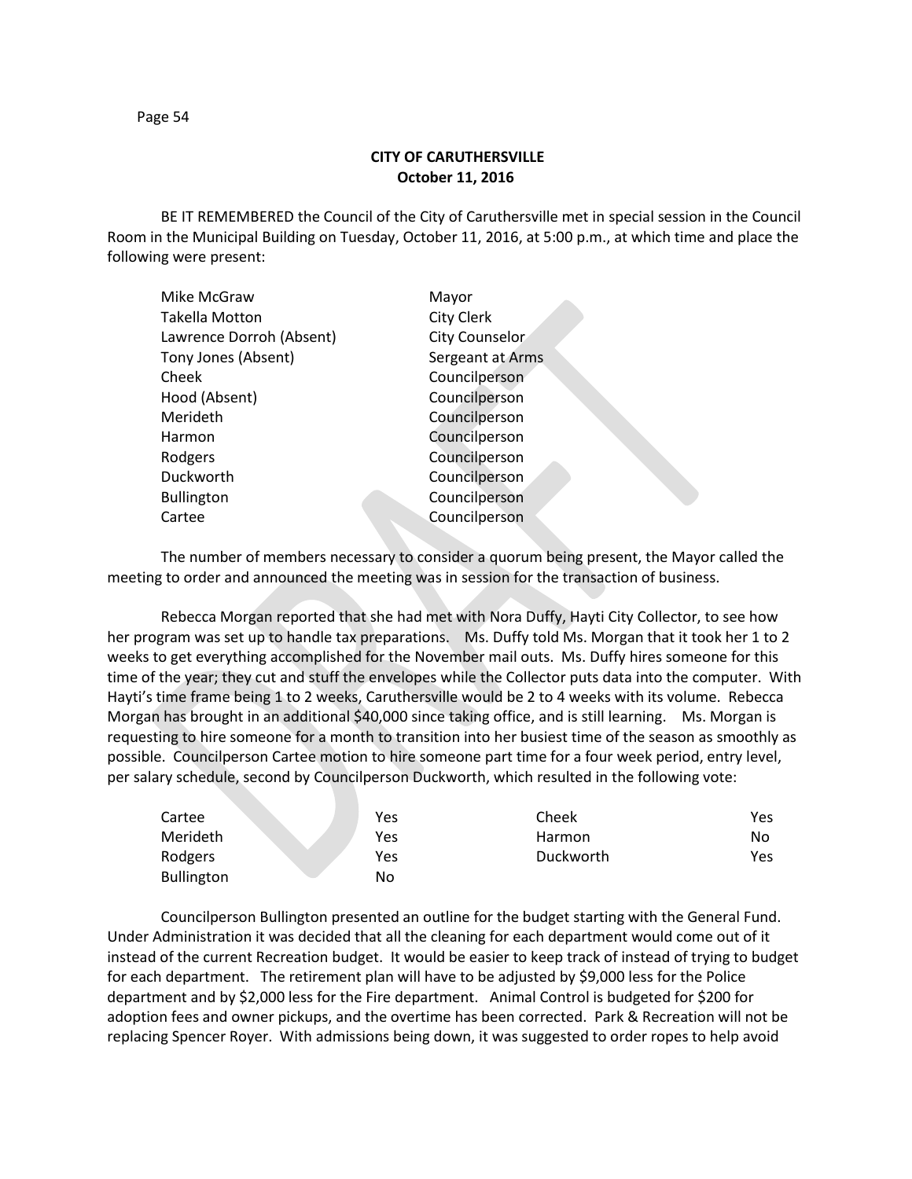**CITY OF CARUTHERSVILLE**
**October 11, 2016**

BE IT REMEMBERED the Council of the City of Caruthersville met in special session in the Council Room in the Municipal Building on Tuesday, October 11, 2016, at 5:00 p.m., at which time and place the following were present:

| | |
|---|---|
| Mike McGraw | Mayor |
| Takella Motton | City Clerk |
| Lawrence Dorroh (Absent) | City Counselor |
| Tony Jones (Absent) | Sergeant at Arms |
| Cheek | Councilperson |
| Hood (Absent) | Councilperson |
| Merideth | Councilperson |
| Harmon | Councilperson |
| Rodgers | Councilperson |
| Duckworth | Councilperson |
| Bullington | Councilperson |
| Cartee | Councilperson |

The number of members necessary to consider a quorum being present, the Mayor called the meeting to order and announced the meeting was in session for the transaction of business.

Rebecca Morgan reported that she had met with Nora Duffy, Hayti City Collector, to see how her program was set up to handle tax preparations. Ms. Duffy told Ms. Morgan that it took her 1 to 2 weeks to get everything accomplished for the November mail outs. Ms. Duffy hires someone for this time of the year; they cut and stuff the envelopes while the Collector puts data into the computer. With Hayti's time frame being 1 to 2 weeks, Caruthersville would be 2 to 4 weeks with its volume. Rebecca Morgan has brought in an additional $40,000 since taking office, and is still learning. Ms. Morgan is requesting to hire someone for a month to transition into her busiest time of the season as smoothly as possible. Councilperson Cartee motion to hire someone part time for a four week period, entry level, per salary schedule, second by Councilperson Duckworth, which resulted in the following vote:

| | | | |
|---|---|---|---|
| Cartee | Yes | Cheek | Yes |
| Merideth | Yes | Harmon | No |
| Rodgers | Yes | Duckworth | Yes |
| Bullington | No | | |

Councilperson Bullington presented an outline for the budget starting with the General Fund. Under Administration it was decided that all the cleaning for each department would come out of it instead of the current Recreation budget. It would be easier to keep track of instead of trying to budget for each department. The retirement plan will have to be adjusted by $9,000 less for the Police department and by $2,000 less for the Fire department. Animal Control is budgeted for $200 for adoption fees and owner pickups, and the overtime has been corrected. Park & Recreation will not be replacing Spencer Royer. With admissions being down, it was suggested to order ropes to help avoid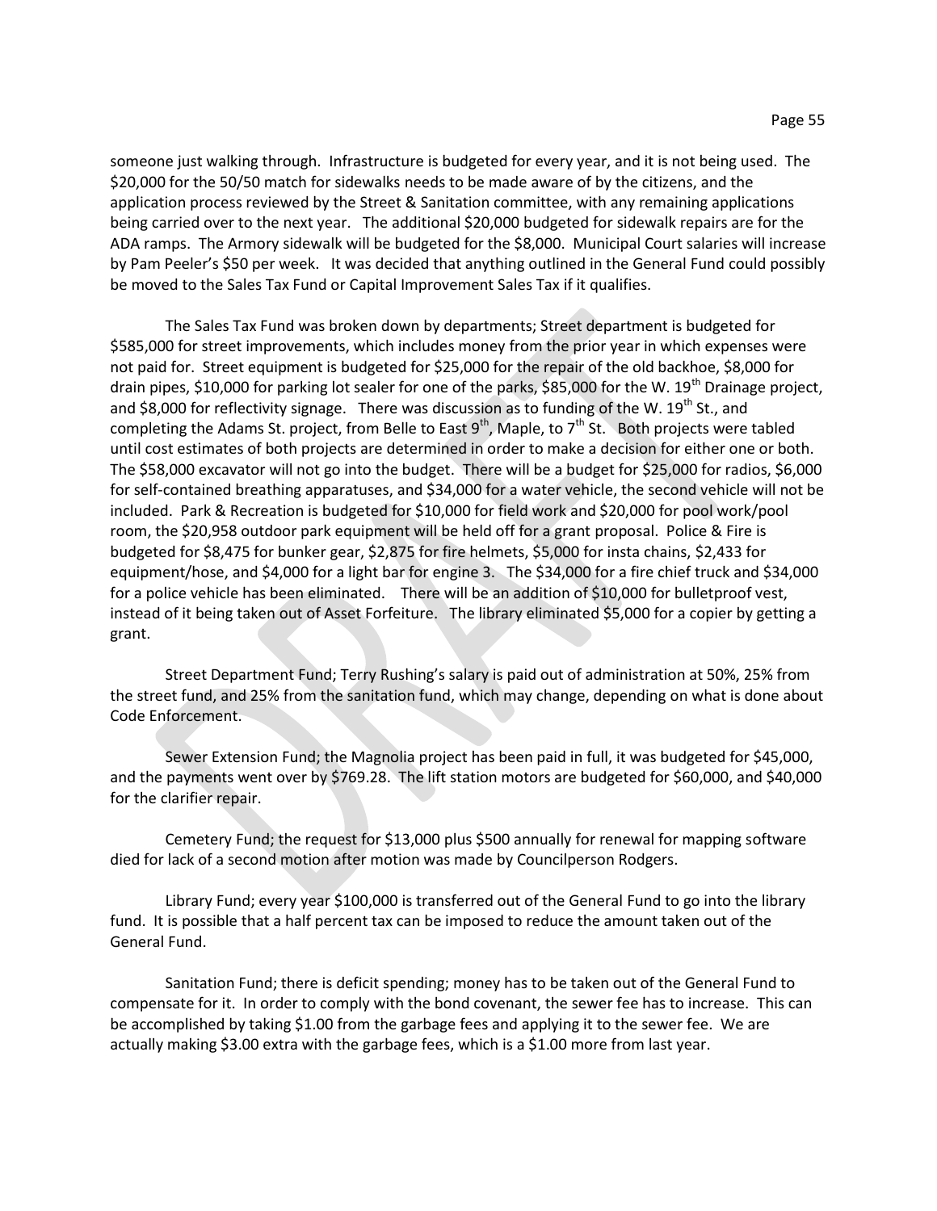someone just walking through. Infrastructure is budgeted for every year, and it is not being used. The $20,000 for the 50/50 match for sidewalks needs to be made aware of by the citizens, and the application process reviewed by the Street & Sanitation committee, with any remaining applications being carried over to the next year. The additional $20,000 budgeted for sidewalk repairs are for the ADA ramps. The Armory sidewalk will be budgeted for the $8,000. Municipal Court salaries will increase by Pam Peeler's $50 per week. It was decided that anything outlined in the General Fund could possibly be moved to the Sales Tax Fund or Capital Improvement Sales Tax if it qualifies.

The Sales Tax Fund was broken down by departments; Street department is budgeted for $585,000 for street improvements, which includes money from the prior year in which expenses were not paid for. Street equipment is budgeted for $25,000 for the repair of the old backhoe, $8,000 for drain pipes, $10,000 for parking lot sealer for one of the parks, $85,000 for the W. 19th Drainage project, and $8,000 for reflectivity signage. There was discussion as to funding of the W. 19th St., and completing the Adams St. project, from Belle to East 9th, Maple, to 7th St. Both projects were tabled until cost estimates of both projects are determined in order to make a decision for either one or both. The $58,000 excavator will not go into the budget. There will be a budget for $25,000 for radios, $6,000 for self-contained breathing apparatuses, and $34,000 for a water vehicle, the second vehicle will not be included. Park & Recreation is budgeted for $10,000 for field work and $20,000 for pool work/pool room, the $20,958 outdoor park equipment will be held off for a grant proposal. Police & Fire is budgeted for $8,475 for bunker gear, $2,875 for fire helmets, $5,000 for insta chains, $2,433 for equipment/hose, and $4,000 for a light bar for engine 3. The $34,000 for a fire chief truck and $34,000 for a police vehicle has been eliminated. There will be an addition of $10,000 for bulletproof vest, instead of it being taken out of Asset Forfeiture. The library eliminated $5,000 for a copier by getting a grant.

Street Department Fund; Terry Rushing's salary is paid out of administration at 50%, 25% from the street fund, and 25% from the sanitation fund, which may change, depending on what is done about Code Enforcement.

Sewer Extension Fund; the Magnolia project has been paid in full, it was budgeted for $45,000, and the payments went over by $769.28. The lift station motors are budgeted for $60,000, and $40,000 for the clarifier repair.

Cemetery Fund; the request for $13,000 plus $500 annually for renewal for mapping software died for lack of a second motion after motion was made by Councilperson Rodgers.

Library Fund; every year $100,000 is transferred out of the General Fund to go into the library fund. It is possible that a half percent tax can be imposed to reduce the amount taken out of the General Fund.

Sanitation Fund; there is deficit spending; money has to be taken out of the General Fund to compensate for it. In order to comply with the bond covenant, the sewer fee has to increase. This can be accomplished by taking $1.00 from the garbage fees and applying it to the sewer fee. We are actually making $3.00 extra with the garbage fees, which is a $1.00 more from last year.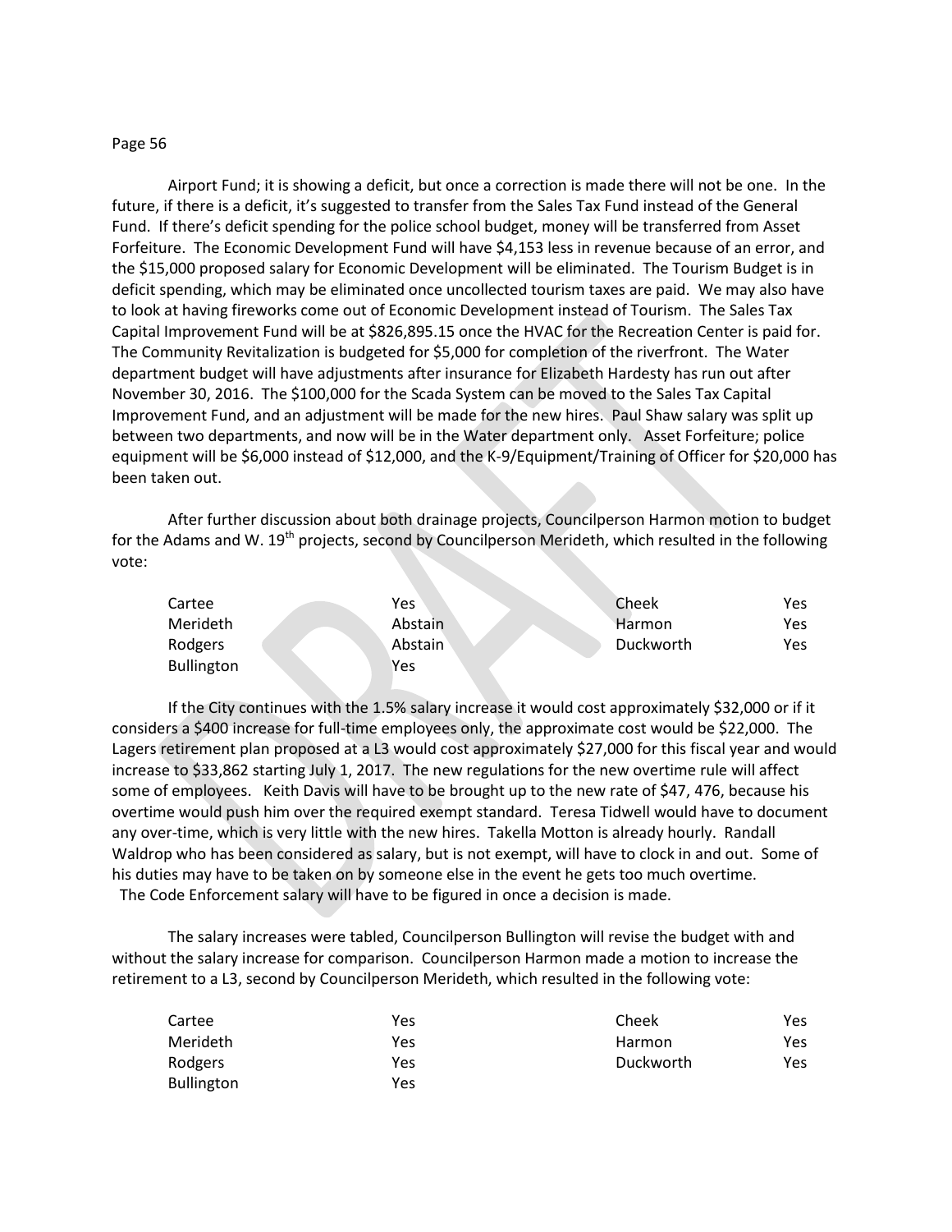Airport Fund; it is showing a deficit, but once a correction is made there will not be one. In the future, if there is a deficit, it's suggested to transfer from the Sales Tax Fund instead of the General Fund. If there's deficit spending for the police school budget, money will be transferred from Asset Forfeiture. The Economic Development Fund will have $4,153 less in revenue because of an error, and the $15,000 proposed salary for Economic Development will be eliminated. The Tourism Budget is in deficit spending, which may be eliminated once uncollected tourism taxes are paid. We may also have to look at having fireworks come out of Economic Development instead of Tourism. The Sales Tax Capital Improvement Fund will be at $826,895.15 once the HVAC for the Recreation Center is paid for. The Community Revitalization is budgeted for $5,000 for completion of the riverfront. The Water department budget will have adjustments after insurance for Elizabeth Hardesty has run out after November 30, 2016. The $100,000 for the Scada System can be moved to the Sales Tax Capital Improvement Fund, and an adjustment will be made for the new hires. Paul Shaw salary was split up between two departments, and now will be in the Water department only. Asset Forfeiture; police equipment will be $6,000 instead of $12,000, and the K-9/Equipment/Training of Officer for $20,000 has been taken out.

After further discussion about both drainage projects, Councilperson Harmon motion to budget for the Adams and W. 19th projects, second by Councilperson Merideth, which resulted in the following vote:

| | | | |
|---|---|---|---|
| Cartee | Yes | Cheek | Yes |
| Merideth | Abstain | Harmon | Yes |
| Rodgers | Abstain | Duckworth | Yes |
| Bullington | Yes | | |

If the City continues with the 1.5% salary increase it would cost approximately $32,000 or if it considers a $400 increase for full-time employees only, the approximate cost would be $22,000. The Lagers retirement plan proposed at a L3 would cost approximately $27,000 for this fiscal year and would increase to $33,862 starting July 1, 2017. The new regulations for the new overtime rule will affect some of employees. Keith Davis will have to be brought up to the new rate of $47, 476, because his overtime would push him over the required exempt standard. Teresa Tidwell would have to document any over-time, which is very little with the new hires. Takella Motton is already hourly. Randall Waldrop who has been considered as salary, but is not exempt, will have to clock in and out. Some of his duties may have to be taken on by someone else in the event he gets too much overtime. The Code Enforcement salary will have to be figured in once a decision is made.

The salary increases were tabled, Councilperson Bullington will revise the budget with and without the salary increase for comparison. Councilperson Harmon made a motion to increase the retirement to a L3, second by Councilperson Merideth, which resulted in the following vote:

| | | | |
|---|---|---|---|
| Cartee | Yes | Cheek | Yes |
| Merideth | Yes | Harmon | Yes |
| Rodgers | Yes | Duckworth | Yes |
| Bullington | Yes | | |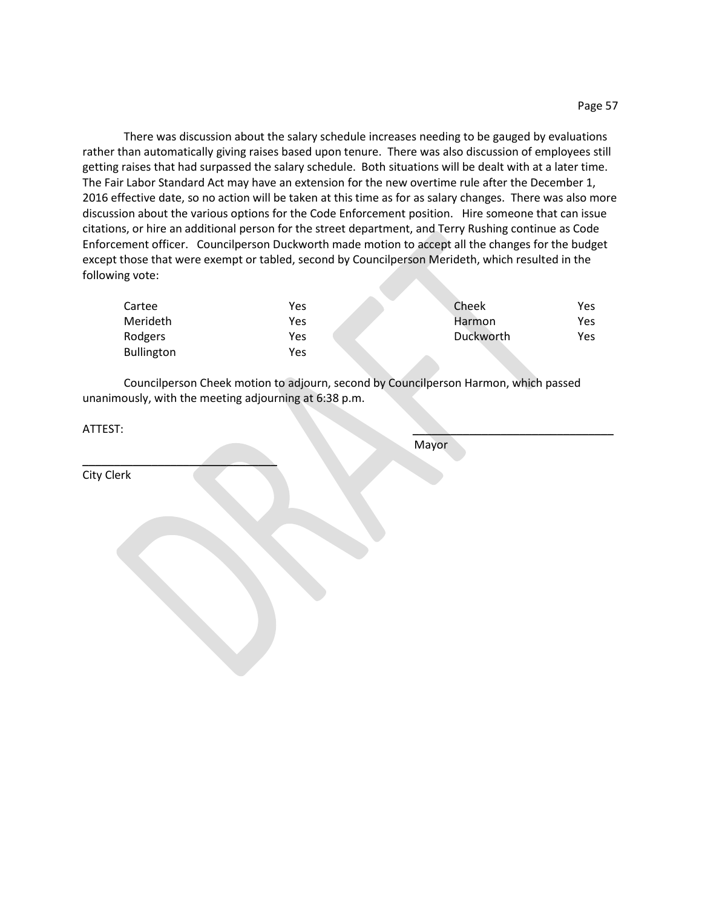There was discussion about the salary schedule increases needing to be gauged by evaluations rather than automatically giving raises based upon tenure. There was also discussion of employees still getting raises that had surpassed the salary schedule. Both situations will be dealt with at a later time. The Fair Labor Standard Act may have an extension for the new overtime rule after the December 1, 2016 effective date, so no action will be taken at this time as for as salary changes. There was also more discussion about the various options for the Code Enforcement position. Hire someone that can issue citations, or hire an additional person for the street department, and Terry Rushing continue as Code Enforcement officer. Councilperson Duckworth made motion to accept all the changes for the budget except those that were exempt or tabled, second by Councilperson Merideth, which resulted in the following vote:

| | | | |
|---|---|---|---|
| Cartee | Yes | Cheek | Yes |
| Merideth | Yes | Harmon | Yes |
| Rodgers | Yes | Duckworth | Yes |
| Bullington | Yes | | |

Councilperson Cheek motion to adjourn, second by Councilperson Harmon, which passed unanimously, with the meeting adjourning at 6:38 p.m.

ATTEST:

\_\_\_\_\_\_\_\_\_\_\_\_\_\_\_\_\_\_\_\_\_\_\_\_\_\_\_\_\_\_\_\_
Mayor

\_\_\_\_\_\_\_\_\_\_\_\_\_\_\_\_\_\_\_\_\_\_\_\_\_\_\_\_\_\_\_\_
City Clerk

DRAFT